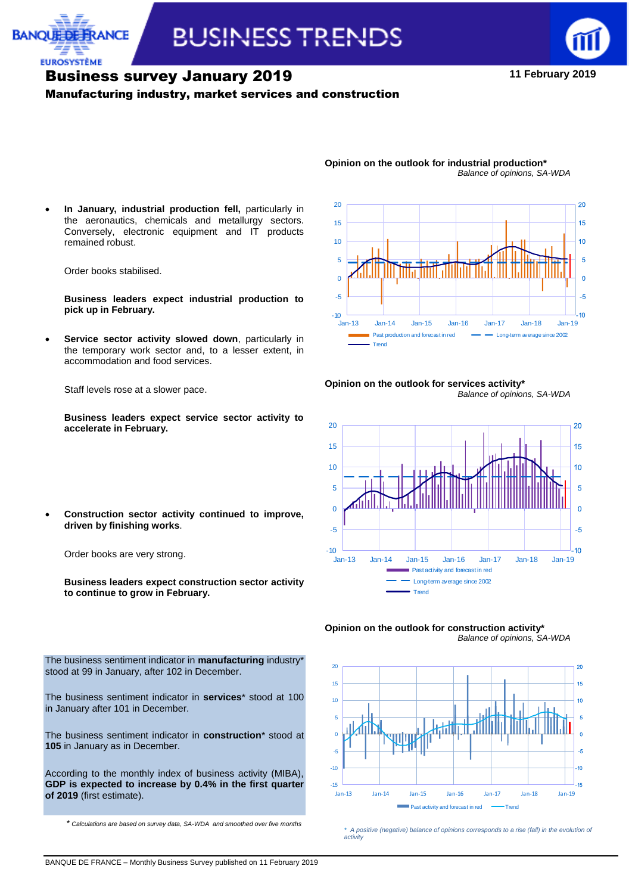# BUSINESS TRENDS

## Business survey January 2019

11 February 2019

### Manufacturing industry, market services and construction

- **In January, industrial production fell,** particularly in the aeronautics, chemicals and metallurgy sectors. Conversely, electronic equipment and IT products remained robust.

  Order books stabilised.

  **Business leaders expect industrial production to pick up in February.**

- **Service sector activity slowed down**, particularly in the temporary work sector and, to a lesser extent, in accommodation and food services.

  Staff levels rose at a slower pace.

  **Business leaders expect service sector activity to accelerate in February.**

- **Construction sector activity continued to improve, driven by finishing works**.

  Order books are very strong.

  **Business leaders expect construction sector activity to continue to grow in February.**

The business sentiment indicator in **manufacturing** industry* stood at 99 in January, after 102 in December.

The business sentiment indicator in **services*** stood at 100 in January after 101 in December.

The business sentiment indicator in **construction*** stood at **105** in January as in December.

According to the monthly index of business activity (MIBA), **GDP is expected to increase by 0.4% in the first quarter of 2019** (first estimate).

\* *Calculations are based on survey data, SA-WDA and smoothed over five months*

**Opinion on the outlook for industrial production***
*Balance of opinions, SA-WDA*

Past production and forecast in red — Long-term average since 2002 — Trend

**Opinion on the outlook for services activity***
*Balance of opinions, SA-WDA*

Past activity and forecast in red — Long-term average since 2002 — Trend

**Opinion on the outlook for construction activity***
*Balance of opinions, SA-WDA*

Past activity and forecast in red — Trend

\* *A positive (negative) balance of opinions corresponds to a rise (fall) in the evolution of activity*

BANQUE DE FRANCE – Monthly Business Survey published on 11 February 2019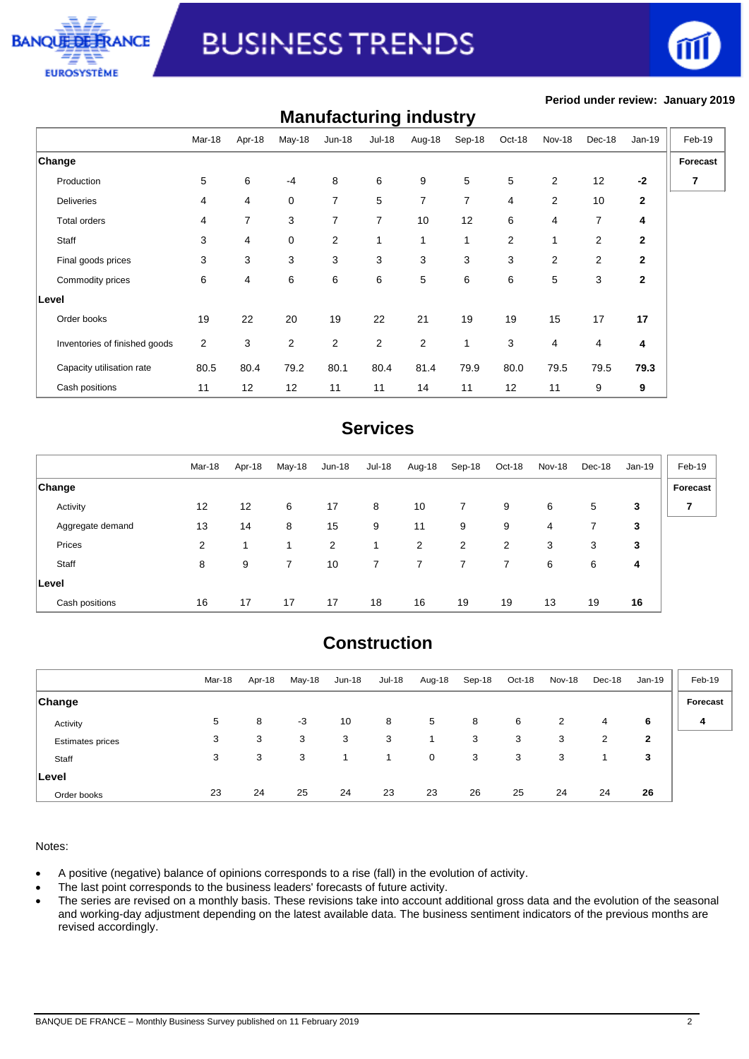**Period under review: January 2019**

## Manufacturing industry

| | Mar-18 | Apr-18 | May-18 | Jun-18 | Jul-18 | Aug-18 | Sep-18 | Oct-18 | Nov-18 | Dec-18 | Jan-19 | Feb-19 |
|---|---|---|---|---|---|---|---|---|---|---|---|---|
| **Change** | | | | | | | | | | | | **Forecast** |
| Production | 5 | 6 | -4 | 8 | 6 | 9 | 5 | 5 | 2 | 12 | **-2** | **7** |
| Deliveries | 4 | 4 | 0 | 7 | 5 | 7 | 7 | 4 | 2 | 10 | **2** | |
| Total orders | 4 | 7 | 3 | 7 | 7 | 10 | 12 | 6 | 4 | 7 | **4** | |
| Staff | 3 | 4 | 0 | 2 | 1 | 1 | 1 | 2 | 1 | 2 | **2** | |
| Final goods prices | 3 | 3 | 3 | 3 | 3 | 3 | 3 | 3 | 2 | 2 | **2** | |
| Commodity prices | 6 | 4 | 6 | 6 | 6 | 5 | 6 | 6 | 5 | 3 | **2** | |
| **Level** | | | | | | | | | | | | |
| Order books | 19 | 22 | 20 | 19 | 22 | 21 | 19 | 19 | 15 | 17 | **17** | |
| Inventories of finished goods | 2 | 3 | 2 | 2 | 2 | 2 | 1 | 3 | 4 | 4 | **4** | |
| Capacity utilisation rate | 80.5 | 80.4 | 79.2 | 80.1 | 80.4 | 81.4 | 79.9 | 80.0 | 79.5 | 79.5 | **79.3** | |
| Cash positions | 11 | 12 | 12 | 11 | 11 | 14 | 11 | 12 | 11 | 9 | **9** | |

## Services

| | Mar-18 | Apr-18 | May-18 | Jun-18 | Jul-18 | Aug-18 | Sep-18 | Oct-18 | Nov-18 | Dec-18 | Jan-19 | Feb-19 |
|---|---|---|---|---|---|---|---|---|---|---|---|---|
| **Change** | | | | | | | | | | | | **Forecast** |
| Activity | 12 | 12 | 6 | 17 | 8 | 10 | 7 | 9 | 6 | 5 | **3** | **7** |
| Aggregate demand | 13 | 14 | 8 | 15 | 9 | 11 | 9 | 9 | 4 | 7 | **3** | |
| Prices | 2 | 1 | 1 | 2 | 1 | 2 | 2 | 2 | 3 | 3 | **3** | |
| Staff | 8 | 9 | 7 | 10 | 7 | 7 | 7 | 7 | 6 | 6 | **4** | |
| **Level** | | | | | | | | | | | | |
| Cash positions | 16 | 17 | 17 | 17 | 18 | 16 | 19 | 19 | 13 | 19 | **16** | |

## Construction

| | Mar-18 | Apr-18 | May-18 | Jun-18 | Jul-18 | Aug-18 | Sep-18 | Oct-18 | Nov-18 | Dec-18 | Jan-19 | Feb-19 |
|---|---|---|---|---|---|---|---|---|---|---|---|---|
| **Change** | | | | | | | | | | | | **Forecast** |
| Activity | 5 | 8 | -3 | 10 | 8 | 5 | 8 | 6 | 2 | 4 | **6** | **4** |
| Estimates prices | 3 | 3 | 3 | 3 | 3 | 1 | 3 | 3 | 3 | 2 | **2** | |
| Staff | 3 | 3 | 3 | 1 | 1 | 0 | 3 | 3 | 3 | 1 | **3** | |
| **Level** | | | | | | | | | | | | |
| Order books | 23 | 24 | 25 | 24 | 23 | 23 | 26 | 25 | 24 | 24 | **26** | |

Notes:

- A positive (negative) balance of opinions corresponds to a rise (fall) in the evolution of activity.
- The last point corresponds to the business leaders' forecasts of future activity.
- The series are revised on a monthly basis. These revisions take into account additional gross data and the evolution of the seasonal and working-day adjustment depending on the latest available data. The business sentiment indicators of the previous months are revised accordingly.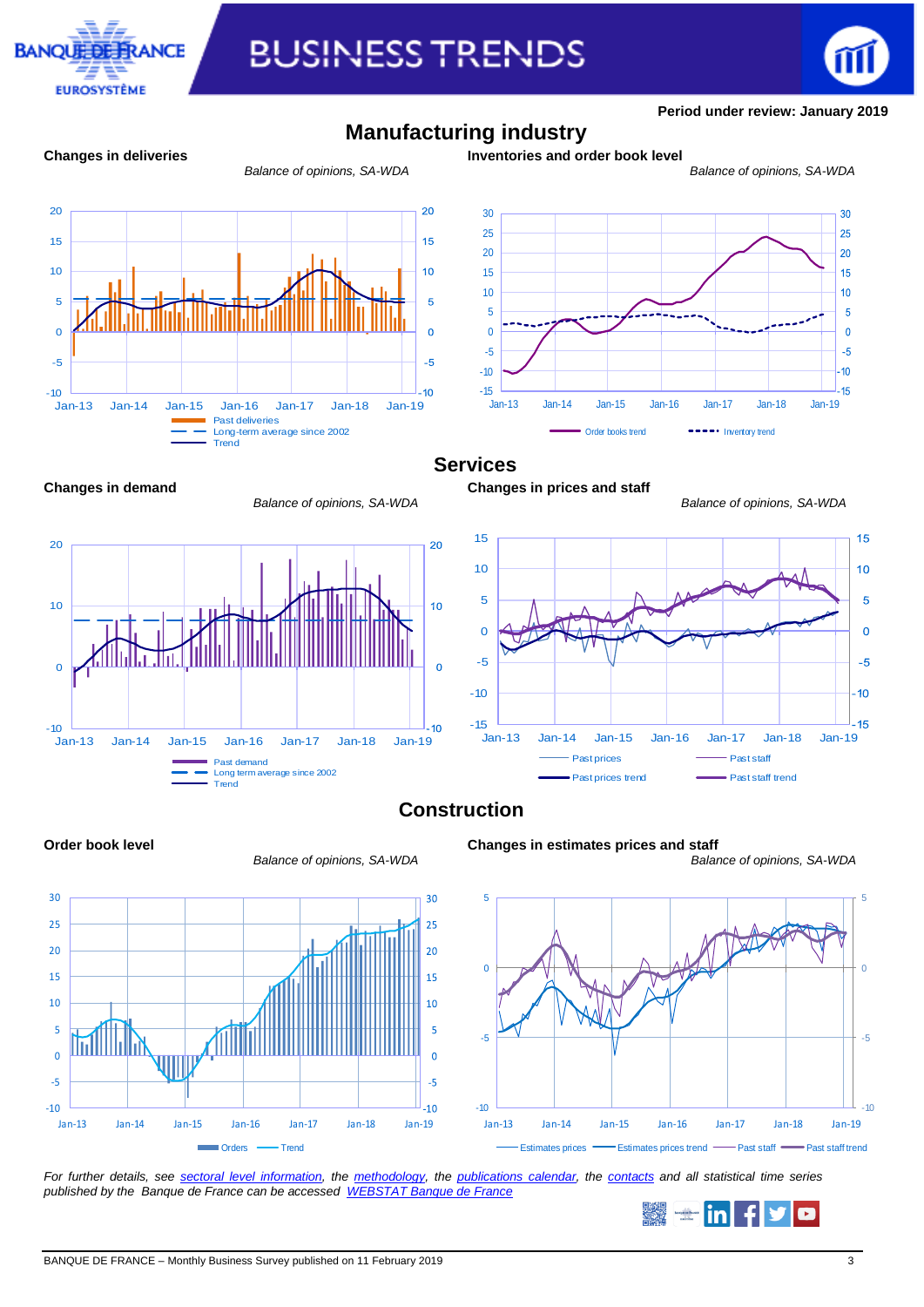BANQUE DE FRANCE
EUROSYSTÈME

# BUSINESS TRENDS

**Period under review: January 2019**

## Manufacturing industry

**Changes in deliveries**

*Balance of opinions, SA-WDA*

20
15
10
5
0
-5
-10
Jan-13 Jan-14 Jan-15 Jan-16 Jan-17 Jan-18 Jan-19
Past deliveries
Long-term average since 2002
Trend

**Inventories and order book level**

*Balance of opinions, SA-WDA*

30
25
20
15
10
5
0
-5
-10
-15
Jan-13 Jan-14 Jan-15 Jan-16 Jan-17 Jan-18 Jan-19
Order books trend
Inventory trend

## Services

**Changes in demand**

*Balance of opinions, SA-WDA*

20
10
0
-10
Jan-13 Jan-14 Jan-15 Jan-16 Jan-17 Jan-18 Jan-19
Past demand
Long term average since 2002
Trend

**Changes in prices and staff**

*Balance of opinions, SA-WDA*

15
10
5
0
-5
-10
-15
Jan-13 Jan-14 Jan-15 Jan-16 Jan-17 Jan-18 Jan-19
Past prices
Past prices trend
Past staff
Past staff trend

## Construction

**Order book level**

*Balance of opinions, SA-WDA*

30
25
20
15
10
5
0
-5
-10
Jan-13 Jan-14 Jan-15 Jan-16 Jan-17 Jan-18 Jan-19
Orders
Trend

**Changes in estimates prices and staff**

*Balance of opinions, SA-WDA*

5
0
-5
-10
Jan-13 Jan-14 Jan-15 Jan-16 Jan-17 Jan-18 Jan-19
Estimates prices
Estimates prices trend
Past staff
Past staff trend

*For further details, see sectoral level information, the methodology, the publications calendar, the contacts and all statistical time series published by the Banque de France can be accessed WEBSTAT Banque de France*

BANQUE DE FRANCE – Monthly Business Survey published on 11 February 2019